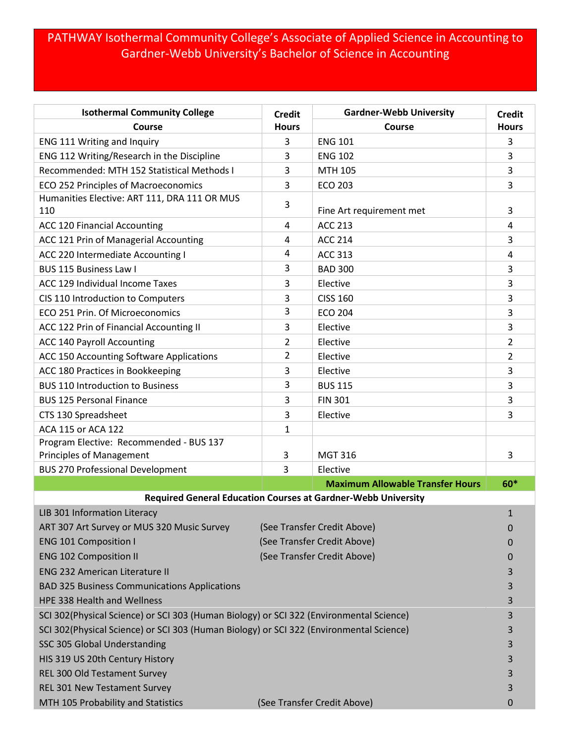# PATHWAY Isothermal Community College's Associate of Applied Science in Accounting to Gardner-Webb University's Bachelor of Science in Accounting

| Isothermal Community College Course | Credit Hours | Gardner-Webb University Course | Credit Hours |
|---|---|---|---|
| ENG 111 Writing and Inquiry | 3 | ENG 101 | 3 |
| ENG 112 Writing/Research in the Discipline | 3 | ENG 102 | 3 |
| Recommended: MTH 152 Statistical Methods I | 3 | MTH 105 | 3 |
| ECO 252 Principles of Macroeconomics | 3 | ECO 203 | 3 |
| Humanities Elective: ART 111, DRA 111 OR MUS 110 | 3 | Fine Art requirement met | 3 |
| ACC 120 Financial Accounting | 4 | ACC 213 | 4 |
| ACC 121 Prin of Managerial Accounting | 4 | ACC 214 | 3 |
| ACC 220 Intermediate Accounting I | 4 | ACC 313 | 4 |
| BUS 115 Business Law I | 3 | BAD 300 | 3 |
| ACC 129 Individual Income Taxes | 3 | Elective | 3 |
| CIS 110 Introduction to Computers | 3 | CISS 160 | 3 |
| ECO 251 Prin. Of Microeconomics | 3 | ECO 204 | 3 |
| ACC 122 Prin of Financial Accounting II | 3 | Elective | 3 |
| ACC 140 Payroll Accounting | 2 | Elective | 2 |
| ACC 150 Accounting Software Applications | 2 | Elective | 2 |
| ACC 180 Practices in Bookkeeping | 3 | Elective | 3 |
| BUS 110 Introduction to Business | 3 | BUS 115 | 3 |
| BUS 125 Personal Finance | 3 | FIN 301 | 3 |
| CTS 130 Spreadsheet | 3 | Elective | 3 |
| ACA 115 or ACA 122 | 1 | | |
| Program Elective: Recommended - BUS 137 Principles of Management | 3 | MGT 316 | 3 |
| BUS 270 Professional Development | 3 | Elective | |
| | | **Maximum Allowable Transfer Hours** | **60*** |

**Required General Education Courses at Gardner-Webb University**

| Course | | Credit Hours |
|---|---|---|
| LIB 301 Information Literacy | | 1 |
| ART 307 Art Survey or MUS 320 Music Survey | (See Transfer Credit Above) | 0 |
| ENG 101 Composition I | (See Transfer Credit Above) | 0 |
| ENG 102 Composition II | (See Transfer Credit Above) | 0 |
| ENG 232 American Literature II | | 3 |
| BAD 325 Business Communications Applications | | 3 |
| HPE 338 Health and Wellness | | 3 |
| SCI 302(Physical Science) or SCI 303 (Human Biology) or SCI 322 (Environmental Science) | | 3 |
| SCI 302(Physical Science) or SCI 303 (Human Biology) or SCI 322 (Environmental Science) | | 3 |
| SSC 305 Global Understanding | | 3 |
| HIS 319 US 20th Century History | | 3 |
| REL 300 Old Testament Survey | | 3 |
| REL 301 New Testament Survey | | 3 |
| MTH 105 Probability and Statistics | (See Transfer Credit Above) | 0 |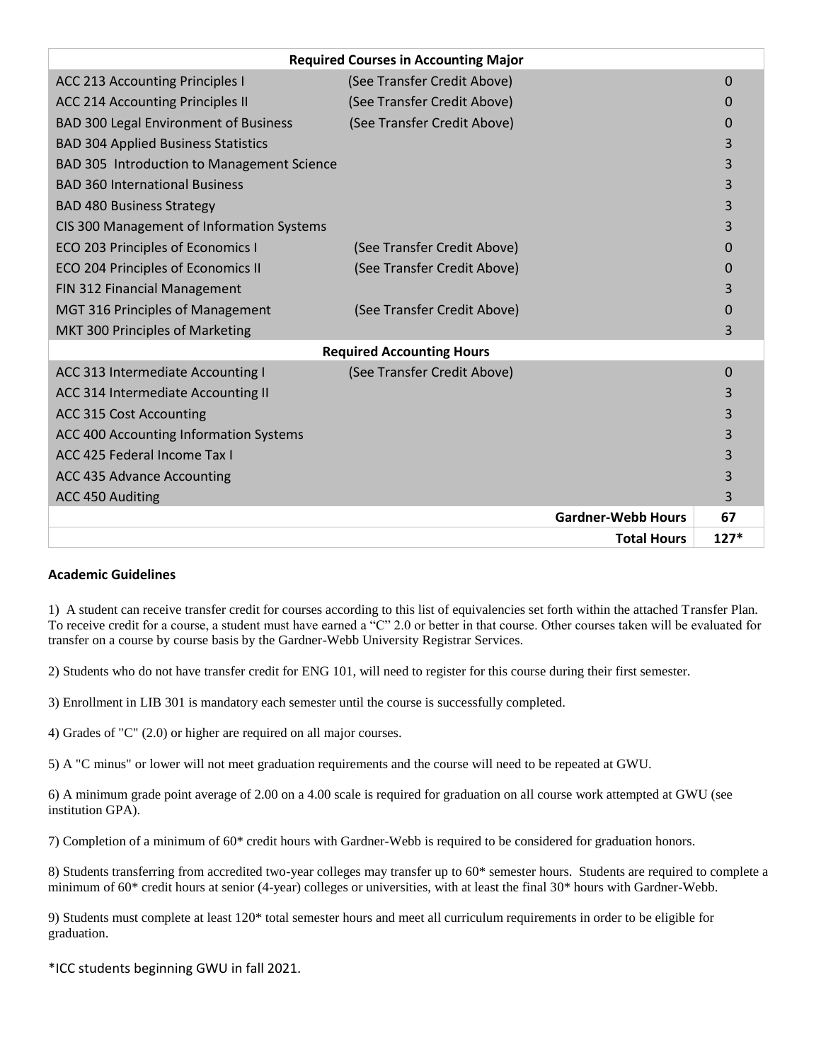| Required Courses in Accounting Major | | |
|---|---|---|
| ACC 213 Accounting Principles I | (See Transfer Credit Above) | 0 |
| ACC 214 Accounting Principles II | (See Transfer Credit Above) | 0 |
| BAD 300 Legal Environment of Business | (See Transfer Credit Above) | 0 |
| BAD 304 Applied Business Statistics | | 3 |
| BAD 305 Introduction to Management Science | | 3 |
| BAD 360 International Business | | 3 |
| BAD 480 Business Strategy | | 3 |
| CIS 300 Management of Information Systems | | 3 |
| ECO 203 Principles of Economics I | (See Transfer Credit Above) | 0 |
| ECO 204 Principles of Economics II | (See Transfer Credit Above) | 0 |
| FIN 312 Financial Management | | 3 |
| MGT 316 Principles of Management | (See Transfer Credit Above) | 0 |
| MKT 300 Principles of Marketing | | 3 |
| **Required Accounting Hours** | | |
| ACC 313 Intermediate Accounting I | (See Transfer Credit Above) | 0 |
| ACC 314 Intermediate Accounting II | | 3 |
| ACC 315 Cost Accounting | | 3 |
| ACC 400 Accounting Information Systems | | 3 |
| ACC 425 Federal Income Tax I | | 3 |
| ACC 435 Advance Accounting | | 3 |
| ACC 450 Auditing | | 3 |
| | **Gardner-Webb Hours** | **67** |
| | **Total Hours** | **127*** |

**Academic Guidelines**

1) A student can receive transfer credit for courses according to this list of equivalencies set forth within the attached Transfer Plan. To receive credit for a course, a student must have earned a "C" 2.0 or better in that course. Other courses taken will be evaluated for transfer on a course by course basis by the Gardner-Webb University Registrar Services.

2) Students who do not have transfer credit for ENG 101, will need to register for this course during their first semester.

3) Enrollment in LIB 301 is mandatory each semester until the course is successfully completed.

4) Grades of "C" (2.0) or higher are required on all major courses.

5) A "C minus" or lower will not meet graduation requirements and the course will need to be repeated at GWU.

6) A minimum grade point average of 2.00 on a 4.00 scale is required for graduation on all course work attempted at GWU (see institution GPA).

7) Completion of a minimum of 60* credit hours with Gardner-Webb is required to be considered for graduation honors.

8) Students transferring from accredited two-year colleges may transfer up to 60* semester hours. Students are required to complete a minimum of 60* credit hours at senior (4-year) colleges or universities, with at least the final 30* hours with Gardner-Webb.

9) Students must complete at least 120* total semester hours and meet all curriculum requirements in order to be eligible for graduation.

*ICC students beginning GWU in fall 2021.